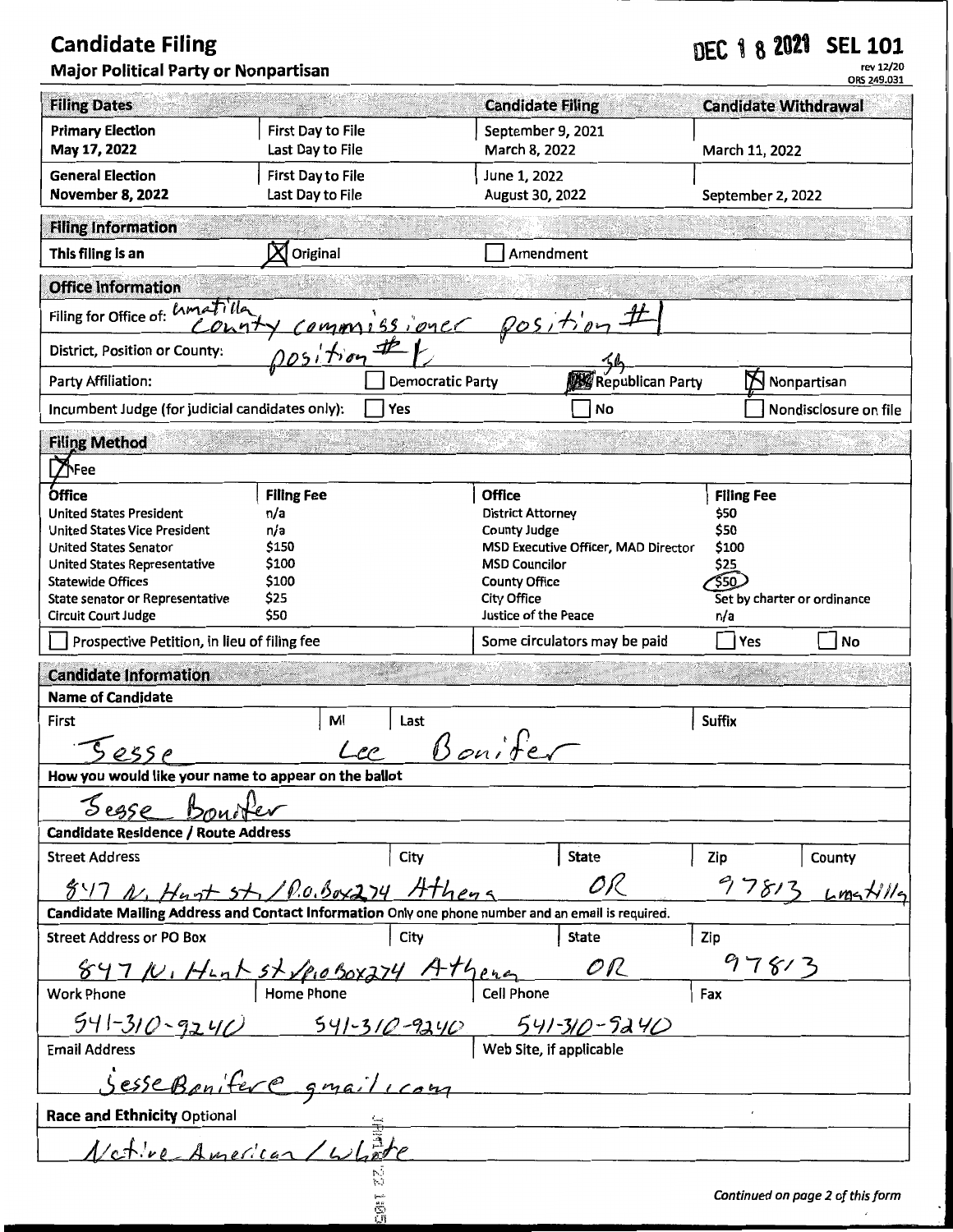# Candidate Filing

**Major Political Party or Nonpartisan**

DEC 18 2021 **SEL 101**
rev 12/20
ORS 249.031

| Filing Dates | | Candidate Filing | Candidate Withdrawal |
|---|---|---|---|
| **Primary Election** May 17, 2022 | First Day to File | September 9, 2021 | |
| | Last Day to File | March 8, 2022 | March 11, 2022 |
| **General Election** November 8, 2022 | First Day to File | June 1, 2022 | |
| | Last Day to File | August 30, 2022 | September 2, 2022 |

## Filing Information

This filing is an [X] Original [ ] Amendment

## Office Information

Filing for Office of: Umatilla County commissioner position #1

District, Position or County: position #1

Party Affiliation: [ ] Democratic Party [X] Republican Party [X] Nonpartisan

Incumbent Judge (for judicial candidates only): [ ] Yes [ ] No [ ] Nondisclosure on file

## Filing Method

[X] Fee

| Office | Filing Fee | Office | Filing Fee |
|---|---|---|---|
| United States President | n/a | District Attorney | $50 |
| United States Vice President | n/a | County Judge | $50 |
| United States Senator | $150 | MSD Executive Officer, MAD Director | $100 |
| United States Representative | $100 | MSD Councilor | $25 |
| Statewide Offices | $100 | County Office | $50 |
| State senator or Representative | $25 | City Office | Set by charter or ordinance |
| Circuit Court Judge | $50 | Justice of the Peace | n/a |

[ ] Prospective Petition, in lieu of filing fee

Some circulators may be paid [ ] Yes [ ] No

## Candidate Information

**Name of Candidate**

| First | MI | Last | Suffix |
|---|---|---|---|
| Jesse | Lee | Bonifer | |

**How you would like your name to appear on the ballot**

Jesse Bonifer

**Candidate Residence / Route Address**

| Street Address | City | State | Zip | County |
|---|---|---|---|---|
| 847 N. Hunt st. / P.O. Box 274 | Athens | OR | 97813 | Umatilla |

**Candidate Mailing Address and Contact Information** Only one phone number and an email is required.

| Street Address or PO Box | City | State | Zip |
|---|---|---|---|
| 847 N. Hunt st / P.O Box 274 | Athena | OR | 97813 |

| Work Phone | Home Phone | Cell Phone | Fax |
|---|---|---|---|
| 541-310-9240 | 541-310-9240 | 541-310-9240 | |

| Email Address | Web Site, if applicable |
|---|---|
| JesseBonifer@gmail.com | |

**Race and Ethnicity** Optional

Native American / White

*Continued on page 2 of this form*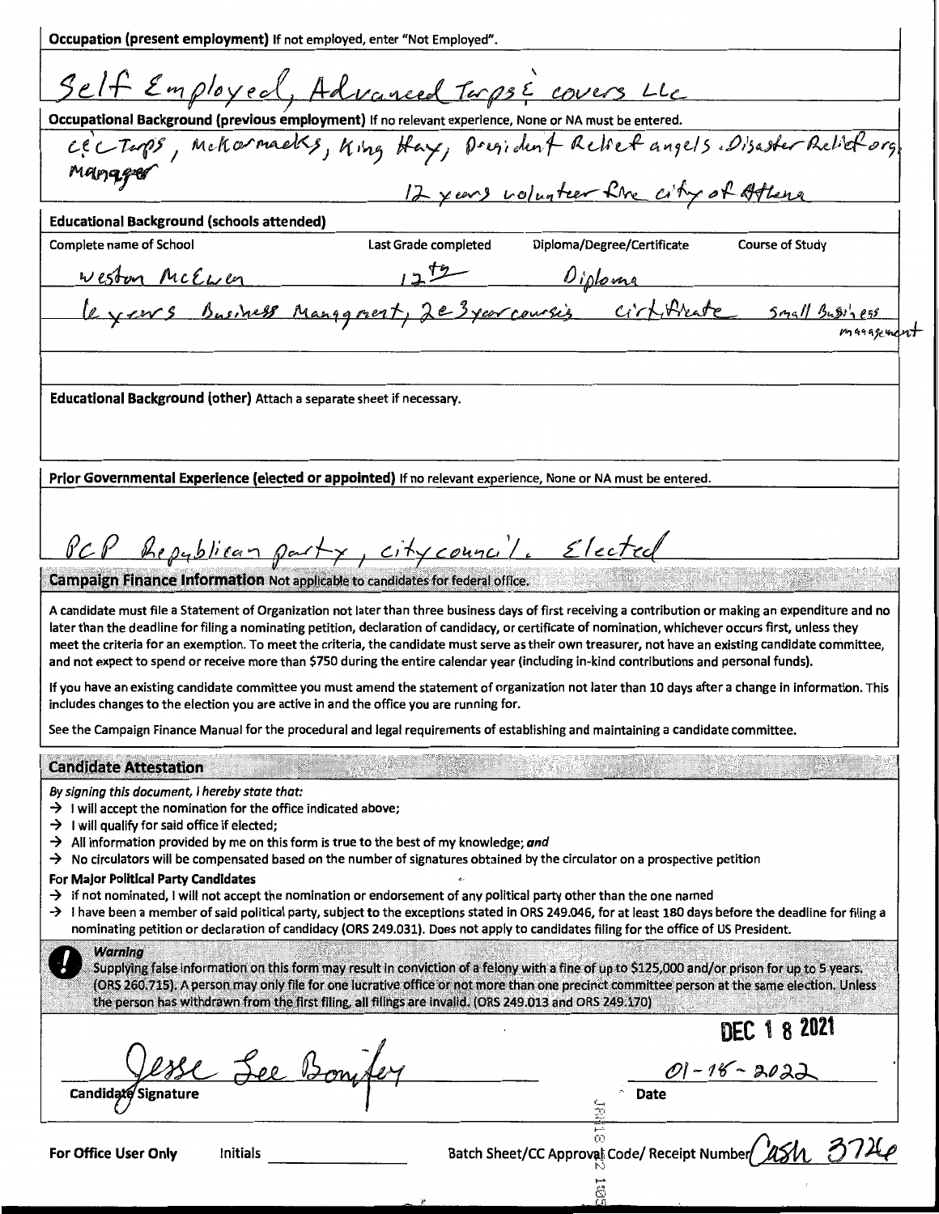**Occupation (present employment)** If not employed, enter "Not Employed".

Self Employed, Advanced Tarps & covers LLC

**Occupational Background (previous employment)** If no relevant experience, None or NA must be entered.

C&C Tarps, McKormacks, King Hay, President Relief angels - Disaster Relief org. Manager
12 years volunteer fire city of Athena

**Educational Background (schools attended)**

| Complete name of School | Last Grade completed | Diploma/Degree/Certificate | Course of Study |
|---|---|---|---|
| weston McEwen | 12th | Diploma | |
| 6 years Business Management, 2 & 3 year courses | | Certificate | Small Business management |

**Educational Background (other)** Attach a separate sheet if necessary.

**Prior Governmental Experience (elected or appointed)** If no relevant experience, None or NA must be entered.

PCP Republican party, city council. Elected

## Campaign Finance Information

Not applicable to candidates for federal office.

A candidate must file a Statement of Organization not later than three business days of first receiving a contribution or making an expenditure and no later than the deadline for filing a nominating petition, declaration of candidacy, or certificate of nomination, whichever occurs first, unless they meet the criteria for an exemption. To meet the criteria, the candidate must serve as their own treasurer, not have an existing candidate committee, and not expect to spend or receive more than $750 during the entire calendar year (including in-kind contributions and personal funds).

If you have an existing candidate committee you must amend the statement of organization not later than 10 days after a change in information. This includes changes to the election you are active in and the office you are running for.

See the Campaign Finance Manual for the procedural and legal requirements of establishing and maintaining a candidate committee.

## Candidate Attestation

*By signing this document, I hereby state that:*

→ I will accept the nomination for the office indicated above;
→ I will qualify for said office if elected;
→ All information provided by me on this form is true to the best of my knowledge; *and*
→ No circulators will be compensated based on the number of signatures obtained by the circulator on a prospective petition

**For Major Political Party Candidates**

→ if not nominated, I will not accept the nomination or endorsement of any political party other than the one named
→ I have been a member of said political party, subject to the exceptions stated in ORS 249.046, for at least 180 days before the deadline for filing a nominating petition or declaration of candidacy (ORS 249.031). Does not apply to candidates filing for the office of US President.

***Warning***
Supplying false information on this form may result in conviction of a felony with a fine of up to $125,000 and/or prison for up to 5 years. (ORS 260.715). A person may only file for one lucrative office or not more than one precinct committee person at the same election. Unless the person has withdrawn from the first filing, all filings are invalid. (ORS 249.013 and ORS 249.170)

DEC 18 2021

Jesse Lee Bonifer
Candidate Signature

01-18-2022
Date

**For Office User Only** Initials ______ Batch Sheet/CC Approval Code/ Receipt Number Cash 3726